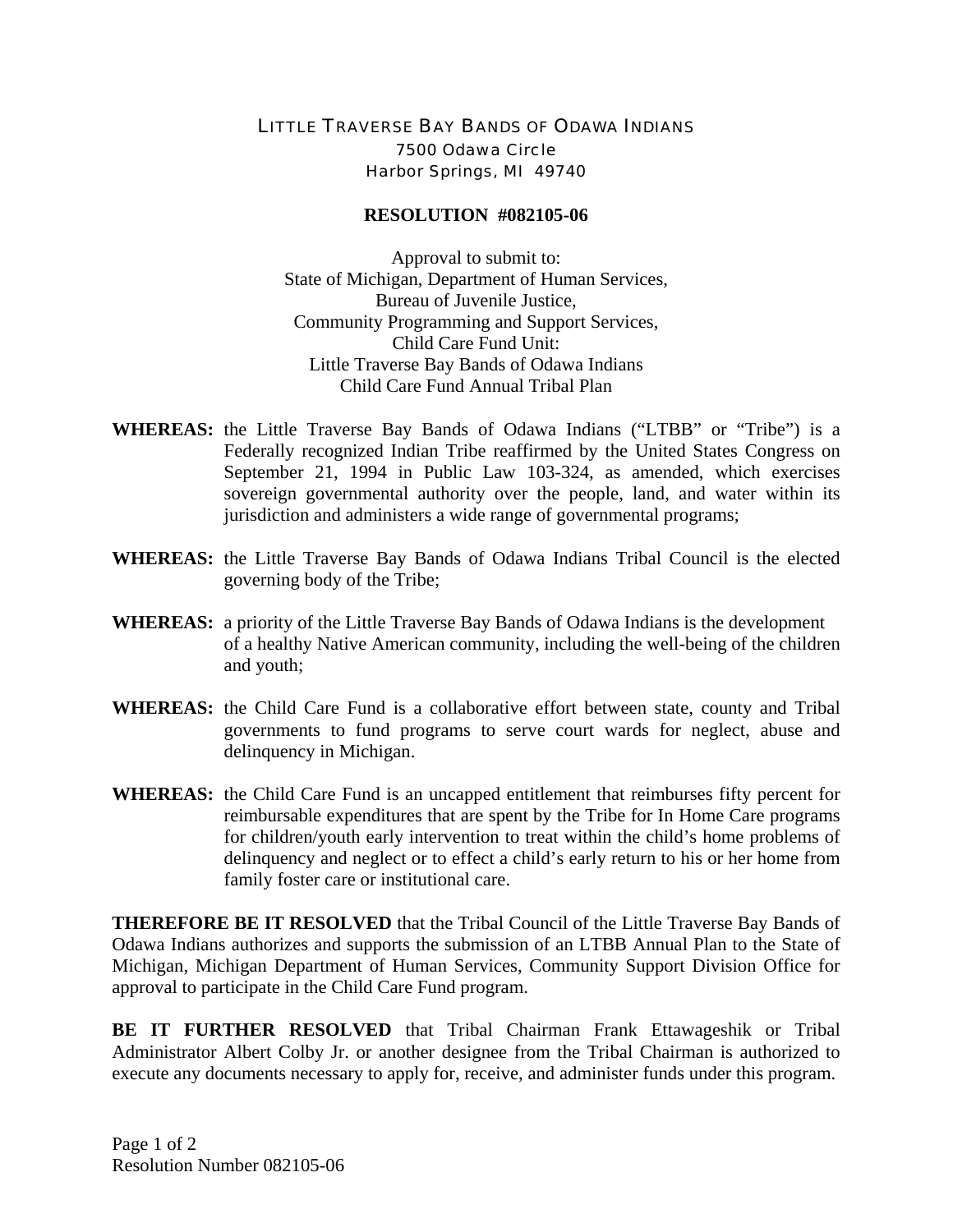LITTLE TRAVERSE BAY BANDS OF ODAWA INDIANS
7500 Odawa Circle
Harbor Springs, MI 49740

**RESOLUTION #082105-06**

Approval to submit to:
State of Michigan, Department of Human Services,
Bureau of Juvenile Justice,
Community Programming and Support Services,
Child Care Fund Unit:
Little Traverse Bay Bands of Odawa Indians
Child Care Fund Annual Tribal Plan

**WHEREAS:** the Little Traverse Bay Bands of Odawa Indians ("LTBB" or "Tribe") is a Federally recognized Indian Tribe reaffirmed by the United States Congress on September 21, 1994 in Public Law 103-324, as amended, which exercises sovereign governmental authority over the people, land, and water within its jurisdiction and administers a wide range of governmental programs;

**WHEREAS:** the Little Traverse Bay Bands of Odawa Indians Tribal Council is the elected governing body of the Tribe;

**WHEREAS:** a priority of the Little Traverse Bay Bands of Odawa Indians is the development of a healthy Native American community, including the well-being of the children and youth;

**WHEREAS:** the Child Care Fund is a collaborative effort between state, county and Tribal governments to fund programs to serve court wards for neglect, abuse and delinquency in Michigan.

**WHEREAS:** the Child Care Fund is an uncapped entitlement that reimburses fifty percent for reimbursable expenditures that are spent by the Tribe for In Home Care programs for children/youth early intervention to treat within the child's home problems of delinquency and neglect or to effect a child's early return to his or her home from family foster care or institutional care.

**THEREFORE BE IT RESOLVED** that the Tribal Council of the Little Traverse Bay Bands of Odawa Indians authorizes and supports the submission of an LTBB Annual Plan to the State of Michigan, Michigan Department of Human Services, Community Support Division Office for approval to participate in the Child Care Fund program.

**BE IT FURTHER RESOLVED** that Tribal Chairman Frank Ettawageshik or Tribal Administrator Albert Colby Jr. or another designee from the Tribal Chairman is authorized to execute any documents necessary to apply for, receive, and administer funds under this program.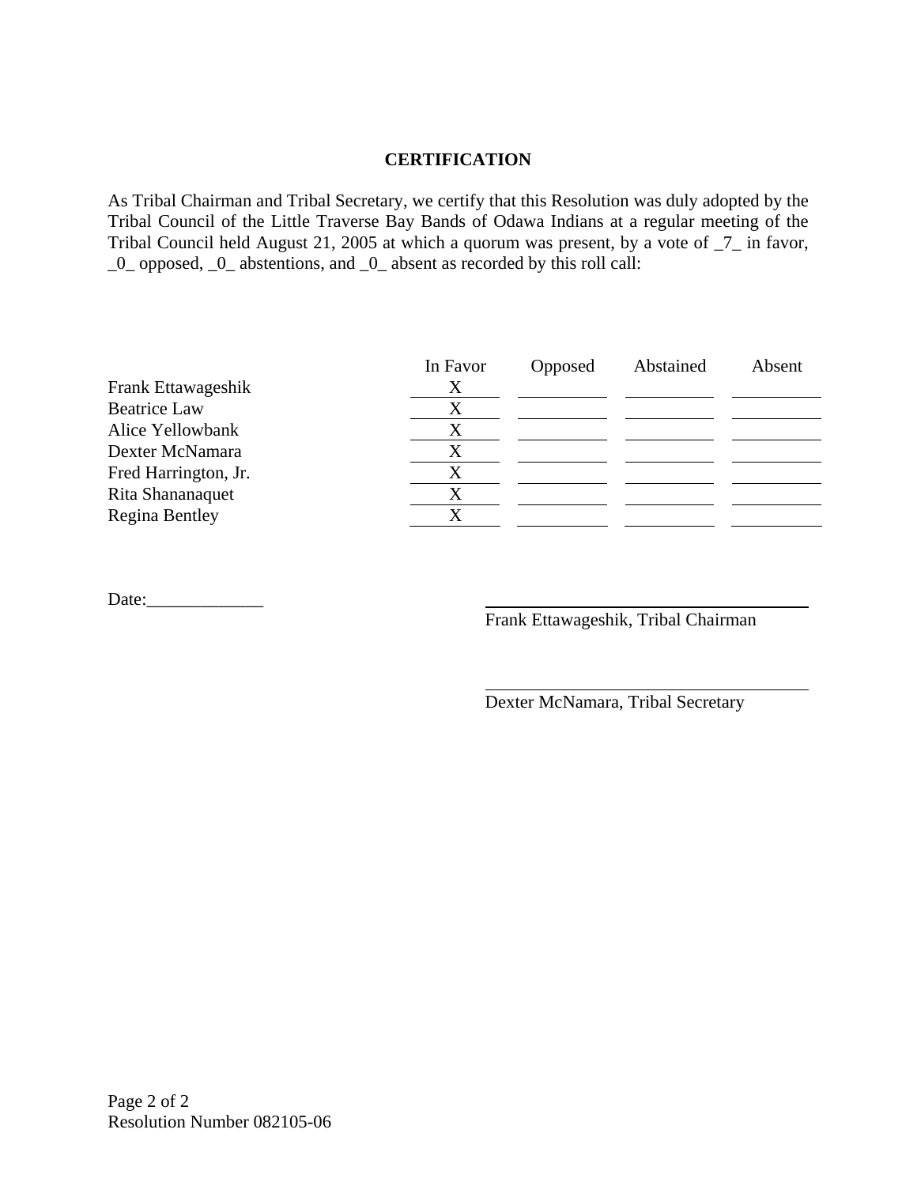**CERTIFICATION**

As Tribal Chairman and Tribal Secretary, we certify that this Resolution was duly adopted by the Tribal Council of the Little Traverse Bay Bands of Odawa Indians at a regular meeting of the Tribal Council held August 21, 2005 at which a quorum was present, by a vote of _7_ in favor, _0_ opposed, _0_ abstentions, and _0_ absent as recorded by this roll call:

| | In Favor | Opposed | Abstained | Absent |
|---|---|---|---|---|
| Frank Ettawageshik | X | | | |
| Beatrice Law | X | | | |
| Alice Yellowbank | X | | | |
| Dexter McNamara | X | | | |
| Fred Harrington, Jr. | X | | | |
| Rita Shananaquet | X | | | |
| Regina Bentley | X | | | |

Date:_____________

_________________________________
Frank Ettawageshik, Tribal Chairman

_________________________________
Dexter McNamara, Tribal Secretary

Resolution Number 082105-06